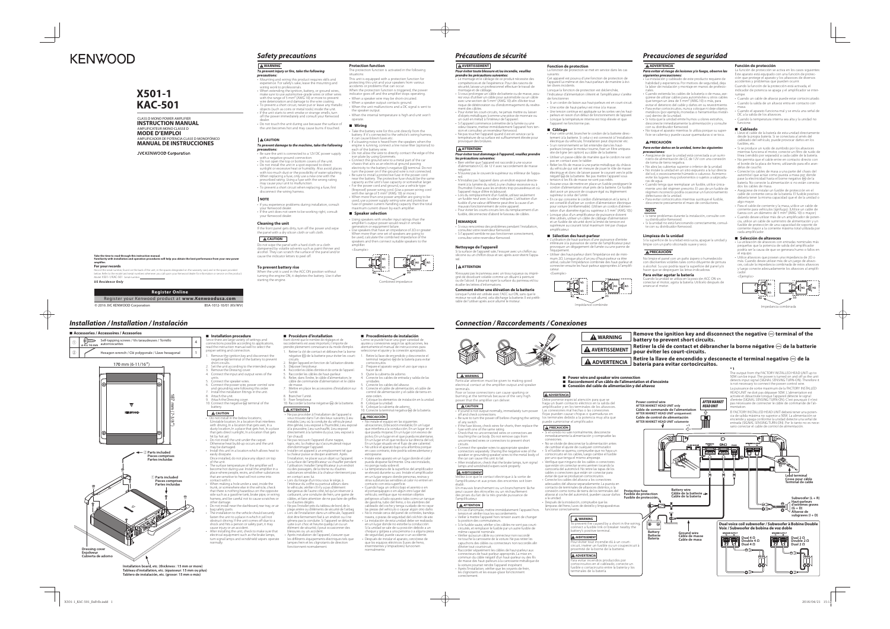# KENWOOD

# X501-1
# KAC-501

CLASS D MONO POWER AMPLIFIER
**INSTRUCTION MANUAL**
AMPLIFICATEUR MONO CLASSE D
**MODE D'EMPLOI**
AMPLIFICADOR DE POTENCIA CLASE D MONOFÓNICO
**MANUAL DE INSTRUCCIONES**

JVCKENWOOD Corporation

**Take the time to read through this instruction manual.**
**Familiarity with installation and operation procedures will help you obtain the best performance from your new power amplifier.**

**For your records**
Record the serial number, found on the back of the unit, in the spaces designated on the warranty card, and in the space provided below. Refer to the model and serial numbers whenever you call upon your Kenwood dealer for information or service on the product.
Model X501-1/KAC-501 Serial number

*US Residence Only*

**Register Online**
Register your Kenwood product at **www.Kenwoodusa.com**

© 2016 JVC KENWOOD Corporation

B5A-1012-10/01 (KV/WV)

## Safety precautions

### ⚠ WARNING

***To prevent injury or fire, take the following precautions:***

- Mounting and wiring this product requires skills and experience. For safety's sake, leave the mounting and wiring work to professionals.
- When extending the ignition, battery, or ground wires, make sure to use automotive-grade wires or other wires with the range of 5 mm² (AWG 10) or more to prevent wire deterioration and damage to the wire coating.
- To prevent a short circuit, never put or leave any metallic objects (such as coins or metal tools) inside the unit.
- If the unit starts to emit smoke or strange smells, turn off the power immediately and consult your Kenwood dealer.
- Do not touch the unit during use because the surface of the unit becomes hot and may cause burns if touched.

### ⚠ CAUTION

***To prevent damage to the machine, take the following precautions:***

- Be sure the unit is connected to a 12V DC power supply with a negative ground connection.
- Do not open the top or bottom covers of the unit.
- Do not install the unit in a spot exposed to direct sunlight or excessive heat or humidity. Also avoid places with too much dust or the possibility of water splashing.
- When replacing a fuse, only use a new one with the prescribed rating. Using a fuse with the wrong rating may cause your unit to malfunction.
- To prevent a short circuit when replacing a fuse, first disconnect the wiring harness.

### NOTE

- If you experience problems during installation, consult your Kenwood dealer.
- If the unit does not seem to be working right, consult your Kenwood dealer.

### Cleaning the unit

If the front panel gets dirty, turn off the power and wipe the panel with a dry silicon cloth or soft cloth.

### ⚠ CAUTION

Do not wipe the panel with a hard cloth or a cloth dampened by volatile solvents such as paint thinner and alcohol. They can scratch the surface of the panel and/or cause the indicator letters to peel off.

### To prevent battery rise

When the unit is used in the ACC ON position without turning the engine ON, it depletes the battery. Use it after starting the engine.

### Protection function

The protection function is activated in the following situations:

This unit is equipped with a protection function for protecting this unit and your speakers from various accidents or problems that can occur.
When the protection function is triggered, the power indicator goes off and the amplifier stops operating.
- When a speaker wire may be short-circuited.
- When a speaker output contacts ground.
- When the unit malfunctions and a DC signal is sent to the speaker output.
- When the internal temperature is high and unit won't operate.

### ■ Wiring

- Take the battery wire for this unit directly from the battery. If it's connected to the vehicle's wiring harness, it can cause blown fuses etc.
- If a buzzing noise is heard from the speakers when the engine is running, connect a line noise filter (optional) to each of the battery wire.
- Do not allow the wire to directly contact the edge of the iron plate by using Grommets.
- Connect the ground wire to a metal part of the car chassis that acts as an electrical ground passing electricity to the battery's negative ⊖ terminal. Do not turn the power on if the ground wire is not connected.
- Be sure to install a protective fuse in the power cord near the battery. The protective fuse should be the same capacity as the unit's fuse capacity or somewhat larger.
- For the power cord and ground, use a vehicle type (fireproof) power wiring cord. (Use a power wiring cord with the range of 5 mm² (AWG 10) or more.)
- When more than one power amplifier are going to be used, use a power supply wiring wire and protective fuse of greater current-handling capacity than the total maximum current drawn by each amplifier.

### ■ Speaker selection

- Using speakers with smaller input ratings than the amplifier's output power would result in smoke generation or equipment failure.
- Use speakers that have an impedance of 2Ω or greater. When more than one set of speakers are going to be used, calculate the combined impedance of the speakers and then connect suitable speakers to the amplifier.

<Example>

Combined impedance

## Précautions de sécurité

### ⚠ AVERTISSEMENT

***Pour éviter toute blessure et/ou incendie, veuillez prendre les précautions suivantes:***

- Le montage et le câblage de ce produit nécessite des compétences et de l'expérience. Pour des raisons de sécurité, laissez un professionnel effectuer le travail de montage et de câblage.
- Si vous prolongez un câble de batterie ou de masse, assurez-vous d'utiliser un câble pour automobile ou un câble avec une section de 5 mm² (AWG 10) afin d'éviter tout risque de détérioration ou d'endommagement du revêtement des câbles.
- Pour éviter les courts-circuits, ne jamais mettre ou laisser d'objets métalliques (comme une pièce de monnaie ou un outil en métal) à l'intérieur de l'appareil.
- Si l'appareil commence à émettre de la fumée ou une odeur bizarre, mettez immédiatement l'appareil hors tension et consultez un revendeur Kenwood.
- Ne pas toucher l'appareil quand il est en service car la température de sa surface est suffisamment élevée pour provoquer des brûlures.

### ⚠ ATTENTION

***Pour éviter tout dommage à l'appareil, veuillez prendre les précautions suivantes:***

- Bien vérifier que l'appareil est raccordé à une source d'alimentation CC de 12 V avec raccordement de masse négative.
- N'ouvrez pas le couvercle supérieur ou inférieur de l'appareil.
- N'installez pas l'appareil dans un endroit exposé directement à la lumière du soleil, à une chaleur excessive ou à l'humidité. Évitez aussi les endroits trop poussiéreux et où l'appareil risque d'être éclaboussé.
- Lors du remplacement d'un fusible, utilisez seulement un fusible neuf avec la valeur indiquée. L'utilisation d'un fusible d'une valeur différente peut être la cause d'un mauvais fonctionnement de votre appareil.
- Pour éviter les courts-circuits lors du remplacement d'un fusible, déconnectez d'abord le faisceau de câbles.

### REMARQUE

- Si vous rencontrez des problèmes pendant l'installation, consultez votre revendeur Kenwood.
- Si l'appareil semble ne pas fonctionner correctement, consultez votre revendeur Kenwood.

### Nettoyage de l'appareil

Si la surface de l'appareil sale, l'essuyer avec un chiffon au silicone ou un chiffon doux et sec après avoir éteint l'appareil.

### ⚠ ATTENTION

N'essuyez pas le panneau avec un tissu rugueux ou imprégné de dissolvant volatile comme un diluant à peinture ou de l'alcool. Il pourrait rayer la surface du panneau et/ou écailler les lettres d'information.

### Comment éviter une élévation de la batterie

Lorsque l'unité est utilisée avec l'ACC sur ON, sans que le moteur ne soit allumé, cela décharge la batterie. Il est préférable de l'utiliser après avoir allumé le moteur.

### Fonction de protection

La fonction de protection se met en service dans les cas suivants:

Cet appareil est pourvu d'une fonction de protection de l'appareil lui-même et des haut-parleurs de manière à éviter divers incidents.
Lorsque la fonction de protection est déclenchée, l'indicateur d'alimentation s'éteint et l'amplificateur s'arrête de fonctionner.
- Si un cordon de liaison aux haut-parleurs est en court-circuit.
- Une sortie de haut-parleur est mise à la masse.
- Une tension continue est appliquée sur les sorties vers les haut-parleurs en raison d'un défaut de fonctionnement de l'appareil.
- Lorsque la température interne est trop élevée et que l'appareil ne fonctionne pas.

### ■ Câblage

- Pour cette unité, brancher le cordon de la batterie directement à la batterie. Si celui-ci est connecté à l'installation électrique du véhicule, l'installation peut disjoncter etc.
- Si un ronronnement se fait entendre dans les haut-parleurs lorsque le moteur tourne, fixer un filtre antiparasite de ligne (en option) au câble de la batterie.
- Utiliser un passe-câble de manière que le cordon ne soit pas en contact avec le tablier.
- Relier les fils de masse à une partie métallique du châssis du véhicule qui soit en mesure de jouer le rôle de masse électrique et donc de laisser passer le courant vers le pôle négatif ⊖ de la batterie. Ne pas mettre l'appareil sous tension si les fils de masse ne sont pas reliés.
- Assurez-vous de mettre en place un fusible protégeant le cordon d'alimentation situé près de la batterie. Ce fusible doit avoir un pouvoir de coupure égal ou légèrement supérieur à celui de l'unité.
- En ce qui concerne le cordon d'alimentation et la terre, il est conseillé d'utiliser un cordon d'alimentation électrique pour voiture (ininflammable). (Utiliser un cordon d'alimentation d'un diamètre égal ou supérieur à 5 mm² (AWG 10).)
- Lorsque plus d'un amplificateur de puissance doivent être utilisés, utiliser un câble de câblage d'alimentation et un fusible de sécurité dont la limite de tension est supérieure au courant total maximum tiré par chaque amplificateur.

### ■ Sélection des haut-parleur

- L'utilisation de haut-parleurs d'une puissance d'entrée inférieure à la puissance de sortie de l'amplificateur peut provoquer un dégagement de fumée ou une panne de l'équipement.
- Utiliser des haut-parleurs dont l'impédance est de minimum 2Ω. Lorsque plus d'un jeu d'haut-parleurs va être utilisé, calculer l'impédance combinée des haut-parleur et connecter ensuite les haut-parleurs appropriés à l'amplificateur.

<Exemple>

Impédance combinée

## Precauciones de seguridad

### ⚠ ADVERTENCIA

***Para evitar el riesgo de lesiones y/o fuego, observe las siguientes precauciones:***

- La instalación y cableado de este producto requiere de habilidad y experiencia. Por motivos de seguridad, deja la labor de instalación y montaje en manos de profesionales.
- Cuando extienda los cables de la batería o de masa, asegúrese de utilizar cables para automóviles u otros cables que tengan un área de 5 mm² (AWG 10) o más, para evitar el deterioro del cable y daños en su revestimiento.
- Para evitar cortocircuitos, nunca coloque ni deje objetos metálicos (por ejemplo, monedas o herramientas metálicas) dentro de la unidad.
- Si notase que la unidad emite humos u olores extraños, desconecte inmediatamente la alimentación y consulte con su distribuidor Kenwood.
- No toque el aparato mientras lo utiliza porque su superficie se calienta y puede causar quemaduras si se toca.

### ⚠ PRECAUCIÓN

***Para evitar daños en la unidad, tome las siguientes precauciones:***

- Asegúrese de que la unidad está conectada a un suministro de alimentación de CC de 12V con una conexión de toma de tierra negativa.
- No abra las cubiertas superior o inferior de la unidad.
- No instale la unidad en un sitio expuesto a la luz directa del sol, o excesivamente húmedo o caluroso. Asimismo evite los lugares muy polvorientos o sujetos a salpicaduras de agua.
- Cuando tenga que reemplazar un fusible, utilice únicamente uno del régimen prescrito. El uso de un fusible de régimen incorrecto podría ocasionar un funcionamiento defectuoso de la unidad.
- Para evitar cortocircuitos mientras sustituye el fusible, desconecte previamente el mazo de conductores.

### NOTA

- Si tiene problemas durante la instalación, consulte con su distribuidor Kenwood.
- Si la unidad no está funcionando correctamente, consulte con su distribuidor Kenwood.

### Limpieza de la unidad

Si la superficie de la unidad está sucia, apague la unidad y límpie con un paño siliconado suave y seco.

### ⚠ PRECAUCIÓN

No limpie el panel con un paño áspero o humedecido con disolventes volátiles tales como diluyente de pintura o alcohol. Su uso podría rayar la superficie del panel y/o hacer que se despeguen las letras indicadoras.

### Para evitar agotar la batería

Cuando la unidad se utiliza en la posición ACC ON sin conectar el motor, agota la batería. Utilícelo después de arrancar el motor.

### Función de protección

La función de protección se activa en los casos siguientes:
Este aparato está equipado con una función de protección que protege el aparato y los altavoces de diversos accidentes y problemas que pueden ocurrir.
Cuando la función de la protección está activada, el indicador de potencia se apaga y el amplificador se interrumpe.
- Cuando un cable de altavoz puede estar cortocircuitado.
- Cuando la salida de un altavoz entra en contacto con masa.
- Cuando el aparato funciona mal y se envía una señal de DC a la salida de los altavoces.
- Cuando la temperatura interna sea alta y la unidad no funcione.

### ■ Cableado

- Lleve el cable de la batería de esta unidad directamente desde la propia batería. Si se conectara al arnés del cableado del vehículo, puede provocar daños en los fusibles, etc.
- Si se produce un ruido de zumbido por los altavoces mientras funciona el motor, conecte un filtro de ruido de línea (opcional) a cada cable de la batería.
- No permita que el cable entre en contacto directo con el borde de la placa de hierro, utilizando para ello arandelas de caucho.
- Conecte los cables de masa a una parte del chasis del automóvil que actúe como puesta a masa por donde pase la electricidad hacia el borne negativo ⊖ de la batería. No conecte la alimentación si no están conectados los cables de masa.
- Asegúrese de instalar un fusible de protección en el cable de corriente cerca de la batería. El fusible protector deberá tener la misma capacidad que el de la unidad o algo mayor.
- Para el cable de corriente y la masa, utilice un cable de corriente para vehículos (ignífugo). (Utilice un cable de fuerza con un diámetro de 5 mm² (AWG 10) o mayor.)
- Cuando deban utilizar más de un amplificador de potencia, utilice un cable de suministro de alimentación y un fusible de protección de una capacidad de soporte de corriente mayor a la corriente máxima total utilizada por cada amplificador.

### ■ Selección de altavoces

- La utilización de altavoces con entradas nominales más pequeñas que la potencia de salida del amplificador podría ser la causa de que se generara humo o fallos en el equipo.
- Utilice altavoces que posean una impedancia de 2Ω o más. Cuando desee utilizar más de un juego de altavoces, calcule la impedancia combinada de estos altavoces y luego conecte adecuadamente los altavoces al amplificador.

<Ejemplo>

Impedancia combinada

## Installation / Installation / Instalación

### ■ Accessories / Accessoires / Accesorios

| | | | |
|---|---|---|---|
| ① | ø 4 x 16 mm | Self-tapping screws / Vis taraudeuses / Tornillo autorroscantes | 4 |
| ② | | Hexagon wrench / Clé polygonale / Llave hexagonal | 1 |

170 mm (6-11/16")

187 mm (7-3/8")

② Parts included
Pieces comprises
Partes incluidas

① Parts included
Pieces comprises
Partes incluidas

Dressing cover
Enjoliveur
Cubierta de adorno

Installation board, etc. (thickness : 15 mm or more)
Tableau d'installation, etc. (épaisseur: 15 mm ou plus)
Tablero de instalación, etc. (grosor: 15 mm o más)

### ■ Installation procedure

Since there are large variety of settings and connections possible according to applications, read the instruction manual well to select the proper setting and connection.
1. Remove the ignition key and disconnect the negative ⊖ terminal of the battery to prevent short circuits.
2. Set the unit according to the intended usage.
3. Remove the Dressing cover.
4. Connect the input and output wires of the units.
5. Connect the speaker wires.
6. Connect the power wire, power control wire and grounding wire following this order.
7. Install the installation fittings in the unit.
8. Attach the unit.
9. Attach the Dressing cover.
10. Connect the negative ⊖ terminal of the battery.

### ⚠ CAUTION

- Do not install in the below locations;
  (Unstable location, In a location that interferes with driving, In a location that gets wet, In a dusty location, In a place that gets hot, In a place that gets direct sunlight, In a location that gets hit by hot air)
- Do not install the unit under the carpet. Otherwise heat build-up occurs and the unit may be damaged.
- Install this unit in a location which allows heat to easily dissipate.
  Once installed, do not place any object on top of the unit.
- The surface temperature of the amplifier will become hot during use. Install the amplifier in a place where people, resins, and other substances that are sensitive to heat will not come into contact with it.
- When making a hole under a seat, inside the trunk, or somewhere else in the vehicle, check that there is nothing hazardous on the opposite side such as a gasoline tank, brake pipe, or wiring harness, and be careful not to cause scratches or other damage.
- Do not install near the dashboard, rear tray, or air bag safety parts.
- The installation to the vehicle should securely fasten the unit to a place in which it will not obstruct driving. If the unit comes off due to a shock and hits a person or safety part, it may cause injury or an accident.
- After installing the unit, check to make sure that electrical equipment such as the brake lamps, turn signal lamps and windshield wipers operate normally.

### ■ Procédure d'installation

Étant donné que le nombre de réglages et de raccordements est assez important, il importe de prendre pleinement connaissance du mode d'emploi.
1. Retirer la clé de contact et débrancher la borne négative ⊖ de la batterie pour éviter les courts-circuits.
2. Régler l'appareil en fonction de l'utilisation désirée.
3. Déposer l'enjoliveur.
4. Raccorder les câbles d'entrée et de sortie de l'appareil.
5. Raccorder les câbles de haut-parleur.
6. Relier, dans l'ordre, le câble d'alimentation, le câble de commande d'alimentation et le câble de masse.
7. Mettre en place les accessoires d'installation sur l'unité.
8. Brancher l'unité.
9. Poser l'enjoliveur.
10. Raccorder la borne négative ⊖ de la batterie.

### ⚠ ATTENTION

- Ne pas procéder à l'installation de l'appareil si vous trouvez dans l'un des lieux suivants; (Lieu instable, Lieu où la conduite du véhicule peut être gênée, Lieu exposé à l'humidité, Lieu exposé à la poussière, Lieu surchauffé, Lieu exposé directement à la lumière du jour, Lieu exposé à l'air chaud)
- Ne pas recouvrir l'appareil d'une nappe, tapis, etc. Ou bien il y a un risque d'accumulation de chaleur et d'endommagement de l'appareil.
- Installer cet appareil à un emplacement tel que la chaleur puisse se dissiper aisément.
  L'installation, ne placer aucun objet sur l'appareil.
- La surface de l'amplificateur va chauffer pendant l'utilisation. Installer l'amplificateur à un endroit où des passagers, de la résine ou d'autres substances sensibles à la chaleur n'entreront pas en contact avec lui.
- Lors du forage d'un trou sous le siège, à l'intérieur du coffre ou partout ailleurs dans le véhicule, vérifier s'il n'y a pas d'élément dangereux de l'autre côté, tel qu'un réservoir à carburant, une conduite de frein, une gaine de câbles, et faire attention de ne pas faire de griffes ou d'autres dégâts.
- Ne pas l'installer près du tableau de bord, de la plage arrière ou d'éléments de sécurité de l'airbag.
- Lors de l'installation dans un véhicule, l'appareil doit être fermement fixé à un endroit où il ne gênera pas la conduite. Si l'appareil se détache suite à un choc et heurte quelqu'un ou un élément de sécurité, il peut occasionner des blessures ou un accident.
- Après l'installation de l'appareil, s'assurer que les différents équipements électriques tels que lampes frein et les clignotants de direction fonctionnent normalement.

### ■ Procedimiento de instalación

Como se puede hacer una gran variedad de ajustes y conexiones según las aplicaciones, lea atentamente el manual de instrucciones para seleccionar el ajuste y la conexión apropiados.
1. Retire la llave de encendido y desconecte el terminal negativo ⊖ de la batería para evitar cortocircuitos.
2. Prepare el aparato según el uso que vaya a hacer de él.
3. Quite la cubierta de adorno.
4. Conecte los cables de entrada y salida de las unidades.
5. Conecte los cables del altavoz.
6. Conecte el cable de alimentación, el cable de control de alimentación y el cable de tierra en este orden.
7. Coloque los elementos de instalación en la unidad.
8. Coloque la unidad.
9. Coloque la cubierta de adorno.
10. Conecte la terminal negativa ⊖ de la batería.

### ⚠ PRECAUCIÓN

- No instale el equipo en las siguientes ubicaciones; (Ubicación inestable, En un lugar que interfiera a la conducción, En un lugar en el que pueda mojarse, En un lugar polvoriento, En un lugar en el que pueda recalentarse, En un lugar en el que reciba la luz directa del sol, En un lugar en el que reciba aire caliente)
- No utilice el aparato bajo una alfombra, porque en caso contrario, éste podría sobrecalentarse y estropearse.
- Instale este aparato en un lugar donde el calor pueda disiparse fácilmente. Una vez instalado, no ponga nada sobre él.
- La temperatura de la superficie del amplificador se elevará durante su uso. Instale el amplificador en un lugar seguro donde personas, resinas y otras sustancias sensibles al calor no entren en contacto con esta superficie.
- Cuando haga un orificio bajo el asiento o en el portaequipajes o en algún otro lugar del vehículo, verifique que no existan objetos peligrosos al lado opuesto tales como un tanque de gasolina, tubo del freno, o los alambres del cableado del coche y tenga cuidado de no rayar las piezas del vehículo o causar algún otro daño.
- No lo instale cerca del panel de controles, bandeja trasera, o piezas de seguridad del colchón de aire.
- La instalación de esta unidad debe ser realizada en un lugar donde no estorbe la conducción. Si la unidad se sale de su posición debido a un choque y golpea a una persona o a alguna pieza de seguridad, puede causar tun accidente.
- Después de instalar el aparato, cerciórese de que los equipos eléctricos (luces de freno, intermitentes y limpiadores) funcionen normalmente.

## Connection / Raccordements / Conexiones

### ⚠ WARNING

Particular attention must be given to making good electrical contact at the amplifier output and speaker terminals.
Poor or loose connections can cause sparking or burning at the terminals because of the very high power that the amplifier can deliver.

### ⚠ CAUTION

- If sound is not output normally, immediately turn power off and check connections.
- Be sure to turn the power off before changing the setting of any switch.
- If the fuse blows, check wires for shorts, then replace the fuse with one of the same rating.
- Check that no unconnected wires or connectors are touching the car body. Do not remove caps from unconnected wires or connectors to prevent short circuits.
- Connect the speaker wires to appropriate speaker connectors separately. Sharing the negative wire of the speaker or grounding speaker wires to the metal body of the car can cause this unit to fail.
- After installation, check that the brake lamps, turn signal lamps and windshield wipers work properly.

### ⚠ AVERTISSEMENT

Veillez à ce que le contact électrique à la sortie de l'amplificateur et aux prises des enceintes soit bien établi.
Un mauvais branchement ou un branchement lâche peut causer des étincelles ou un réchauffement des prises du fait de la très grande puissance de l'amplificateur.

### ⚠ ATTENTION

- En cas d'anomalie, mettre immédiatement l'appareil hors tension et vérifier tous les raccordements.
- Veiller à mettre l'appareil hors tension avant de changer la position des commutateurs.
- Si le fusible saute, vérifier si les câbles ne sont pas court-circuités, et remplacer le fusible par un autre fusible de même capacité nominale.
- Vérifiez qu'aucun câble ou connecteur non raccordé ne touche la carrosserie de la voiture. Ne pas retirer les capuchons des câbles ou connecteurs non raccordés afin d'éviter tout court-circuit.
- Raccorder séparément les câbles de haut-parleur aux connecteurs de haut-parleur appropriés. La mise en commun du câble négatif d'un haut-parleur ou des fils de masse des haut-parleurs à la carrosserie métallique de la voiture pourrait rendre l'appareil inopérant.
- Après l'installation, vérifier que les voyants de frein, les clignotants et les essuie-glace fonctionnent correctement.

### ⚠ ADVERTENCIA

Debe ponerse especial atención para que se haga un buen contacto eléctrico en la salida del amplificador y en los terminales de los altavoces.
Las conexiones mal hechas o las conexiones flojas pueden causar chispas o quemaduras en los terminales debido a la potencia muy alta que puede suministrar el amplificador.

### ⚠ PRECAUCIÓN

- Si el sonido no sale normalmente, desconecte inmediatamente la alimentación y compruebe las conexiones.
- No se olvide de desconectar la alimentación antes de cambiar el ajuste de cualquier conmutador.
- Si el fusible se quema, compruebe que no haya un cortocircuito en los cables. Luego cambie el fusible por uno que tenga el mismo amperaje.
- Verifique que ninguno de los cables o conectores que están sin conectar se encuentren tocando la carrocería del automóvil. No retire las tapas de los cables o conectores que no estén conectados para evitar que se produzcan cortocircuitos.
- Conecte los cables del altavoz a los conectores adecuados del altavoz separadamente. La puesta en contacto de terminales de altavoces distintos, o la conexión como toma de tierra de los terminales del altavoz al coche del automóvil, pueden causar daños a la unidad.
- Después de la instalación, compruebe que las lámparas del freno, luces de destello y limpiaparabrisas funcionen correctamente.

### ⚠ WARNING

To prevent fire caused by a short in the wiring, connect a fusible link or breaker nearby the battery's positive terminal.

### ⚠ AVERTISSEMENT

Pour éviter tout incendie dû à un court-circuit, insérer un fusible ou un coupe-circuit à proximité de la borne de la batterie.

### ⚠ ADVERTENCIA

Para evitar incendios producidos por cortocircuitos en el cableado, conecte un fusible o cortacircuito entre la batería y los terminales de la batería.

| | |
|---|---|
| **⚠ WARNING** | **Remove the ignition key and disconnect the negative ⊖ terminal of the battery to prevent short circuits.** |
| **⚠ AVERTISSEMENT** | **Retirer la clé de contact et débrancher la borne négative ⊖ de la batterie pour éviter les court-circuits.** |
| **⚠ ADVERTENCIA** | **Retire la llave de encendido y desconecte el terminal negativo ⊖ de la batería para evitar cortocircuitos.** |

- **■ Power wire and speaker wire connection**
- **■ Raccordement d'un câble de l'alimentation et d'enceinte**
- **■ Conexión del cable de alimentación y del altavoz**

**\*1**
The output from the FACTORY INSTALLED HEAD UNIT up to 50W can be input. The power is turned on and off as the unit detects input signal (SIGNAL SENSING TURN-ON). Therefore it is not necessary to connect the power control wire.

La puissance de sortie maximum de la FACTORY INSTALLED HEAD UNIT ne doit pas dépasser 50W. L'alimentation est activée et désactivée lorsque l'appareil détecte le signal d'entrée (SIGNAL SENSING TURN-ON). C'est pourquoi il n'est pas nécessaire de connecter le câble de commande de l'alimentation.

El FACTORY INSTALLED HEAD UNIT deberá tener una potencia de salida máxima no superior a 50W. La alimentación se enciende y apaga conforme la unidad detecta una señal de entrada (SIGNAL SENSING TURN-ON). Por lo tanto no es necesario conectar el cable de control de alimentación.

**Power control wire**
**AFTER MARKET HEAD UNIT only**
**Câble de commande de l'alimentation**
**AFTER MARKET HEAD UNIT uniquement**
**Cable de control de alimentación**
**AFTER MARKET HEAD UNIT solamente**

**AFTER MARKET HEAD UNIT**

*1

**Lead terminal**
**Cosse pour câble**
**Terminal de cable**

**Protective fuse**
**Fusible de protection**
**Fusible de protección**

**Battery wire**
**Câble de la batterie**
**Cable de la batería**

**Subwoofer (L + R)**
**Haut-parleurs d'extrêmes graves (G + D)**
**Altavoz de subgraves (I + D)**

**Battery**
**Batterie**
**Batería**

**Ground wire**
**Câble de masse**
**Cable de masa**

**Dual voice coil subwoofer / Subwoofer à Bobine Double Voix / Subwoofer de bobina de voz doble**

Dual 4 Ω
Double 4 Ω
Dual 4 Ω

Dual 2 Ω
Double 2 Ω
Dual 2 Ω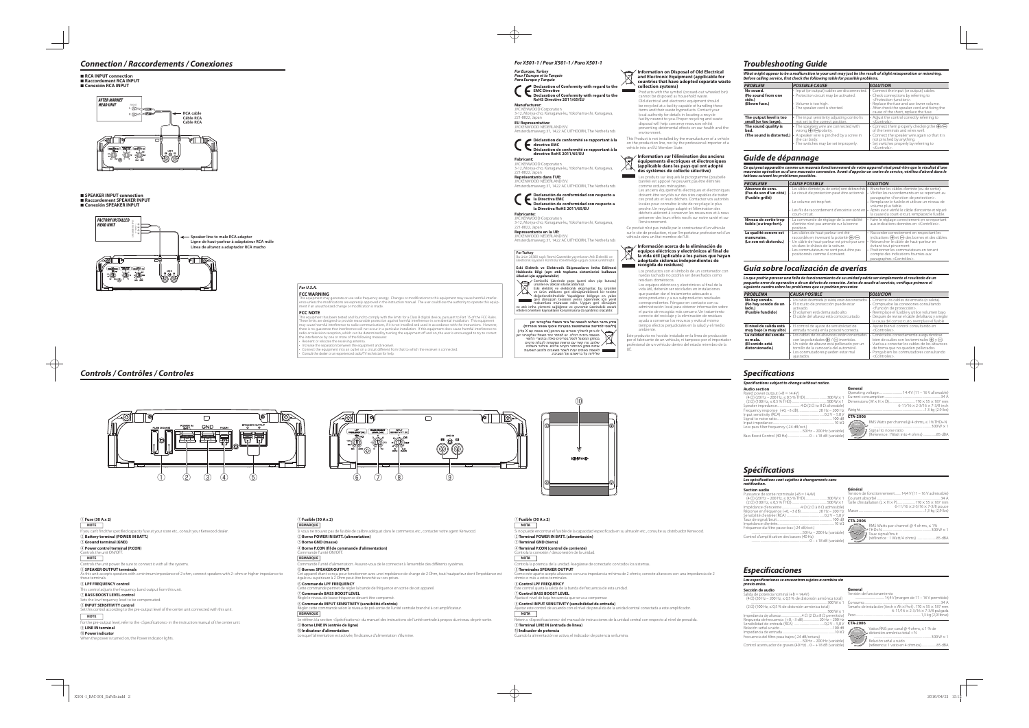## Connection / Raccordements / Conexiones

■ **RCA INPUT connection**
■ **Raccordement RCA INPUT**
■ **Conexión RCA INPUT**

AFTER MARKET HEAD UNIT

RCA cable
Câble RCA
Cable RCA

■ **SPEAKER INPUT connection**
■ **Raccordement SPEAKER INPUT**
■ **Conexión SPEAKER INPUT**

FACTORY INSTALLED HEAD UNIT

Speaker line to male RCA adapter
Ligne de haut-parleur à adaptateur RCA mâle
Línea de altavoz a adaptador RCA macho

## For X501-1 / Pour X501-1 / Para X501-1

**For Europe, Turkey**
**Pour l'Europe et la Turquie**
**Para Europa y Turquía**

**Declaration of Conformity with regard to the EMC Directive**
**Declaration of Conformity with regard to the RoHS Directive 2011/65/EU**

**Manufacturer:**
JVC KENWOOD Corporation
3-12, Moriya-cho, Kanagawa-ku, Yokohama-shi, Kanagawa, 221-0022, Japan

**EU Representative:**
JVCKENWOOD NEDERLAND B.V.
Amsterdamseweg 37, 1422 AC UITHOORN, The Netherlands

**Déclaration de conformité se rapportant à la directive EMC**
**Déclaration de conformité se rapportant à la directive RoHS 2011/65/EU**

**Fabricant:**
JVC KENWOOD Corporation
3-12, Moriya-cho, Kanagawa-ku, Yokohama-shi, Kanagawa, 221-0022, Japan

**Représentants dans l'UE:**
JVCKENWOOD NEDERLAND B.V.
Amsterdamseweg 37, 1422 AC UITHOORN, The Netherlands

**Declaración de conformidad con respecto a la Directiva EMC**
**Declaración de conformidad con respecto a la Directiva RoHS 2011/65/EU**

**Fabricante:**
JVC KENWOOD Corporation
3-12, Moriya-cho, Kanagawa-ku, Yokohama-shi, Kanagawa, 221-0022, Japan

**Representante en la UE:**
JVCKENWOOD NEDERLAND B.V.
Amsterdamseweg 37, 1422 AC UITHOORN, The Netherlands

**For Turkey**
Bu ürün 28300 sayılı Resmi Gazete'de yayımlanan Atık Elektrikli ve Elektronik Eşyaların Kontrolü Yönetmeliğe uygun olarak üretilmiştir.

**Eski Elektrik ve Elektronik Ekipmanların İmha Edilmesi Hakkında Bilgi (ayrı atık toplama sistemlerini kullanan ülkeler için uygulanabilir)**

Sembollü (üzerinde çarpı işareti olan çöp kutusu) ürünler ev atıkları olarak atılamaz.
Eski elektrik ve elektronik ekipmanlar, bu ürünleri ve onların atıklarını geri dönüştürebilecek bir tesiste değerlendirilmelidir. Yaşadığınız bölgeye en yakın geri dönüşüm tesisinin yerini öğrenmek için yerel makamlara muracaat edin. Uygun geri dönüşüm ve atık imha yöntemi sağlığımız ve çevremiz üzerindeki zararlı etkileri önlerken kaynakların korunmasına da yardımcı olacaktır.

מידע בדבר השלכת האשפה של ציוד חשמלי ואלקטרוני ישן (רלוונטי למדינות שמאמצות מערכות איסוף אשפה נפרדות)
לא ניתן להשליך מוצרים עם הסמל (פח אשפה עם X עליו) כאשפה ביתית רגילה. יש למחזר ציוד חשמלי ואלקטרוני ישן במתקן המסוגל לטפל בפריטים האלה ובתוצרי הלוואי שלהם. צור קשר עם הרשות המקומית לקבלת פרטים אודות מתקן המיחזור הקרוב אליך. מיחזור והשלכה נאותים של האשפה יסייעו בשמירת המשאבים וימנעו השפעות מזיקות על בריאותנו ועל הסביבה.

**Information on Disposal of Old Electrical and Electronic Equipment (applicable for countries that have adopted separate waste collection systems)**

Products with the symbol (crossed-out wheeled bin) cannot be disposed as household waste.
Old electrical and electronic equipment should be recycled at a facility capable of handling these items and their waste byproducts. Contact your local authority for details in locating a recycle facility nearest to you. Proper recycling and waste disposal will help conserve resources whilst preventing detrimental effects on our health and the environment.

This Product is not installed by the manufacturer of a vehicle on the production line, nor by the professional importer of a vehicle into an EU Member State.

**Information sur l'élimination des anciens équipements électriques et électroniques (applicable dans les pays qui ont adopté des systèmes de collecte sélective)**

Les produits sur lesquels le pictogramme (poubelle barrée) est apposé ne peuvent pas être éliminés comme ordures ménagères.
Les anciens équipements électriques et électroniques doivent être recyclés sur des sites capables de traiter ces produits et leurs déchets. Contactez vos autorités locales pour connaître le site de recyclage le plus proche. Un recyclage adapté et l'élimination des déchets aideront à conserver les ressources et à nous préserver des leurs effets nocifs sur notre santé et sur l'environnement.

Ce produit n'est pas installé par le constructeur d'un véhicule sur le site de production, ni par l'importateur professionnel d'un véhicule dans un Etat membre de l'UE.

**Información acerca de la eliminación de equipos eléctricos y electrónicos al final de la vida útil (aplicable a los países que hayan adoptado sistemas independientes de recogida de residuos)**

Los productos con el símbolo de un contenedor con ruedas tachado no podrán ser desechados como residuos domésticos.
Los equipos eléctricos y electrónicos al final de la vida útil, deberán ser reciclados en instalaciones que puedan dar el tratamiento adecuado a estos productos y a sus subproductos residuales correspondientes. Póngase en contacto con su administración local para obtener información sobre el punto de recogida más cercano. Un tratamiento correcto del reciclaje y la eliminación de residuos ayuda a conservar los recursos y evita al mismo tiempo efectos perjudiciales en la salud y el medio ambiente.

Este producto no ha sido instalado en la línea de producción por el fabricante de un vehículo, ni tampoco por el importador profesional de un vehículo dentro del estado miembro de la UE.

**For U.S.A.**

**FCC WARNING**
This equipment may generate or use radio frequency energy. Changes or modifications to this equipment may cause harmful interference unless the modifications are expressly approved in the instruction manual. The user could lose the authority to operate this equipment if an unauthorized change or modification is made.

**FCC NOTE**
This equipment has been tested and found to comply with the limits for a Class B digital device, pursuant to Part 15 of the FCC Rules. These limits are designed to provide reasonable protection against harmful interference in a residential installation. This equipment may cause harmful interference to radio communications, if it is not installed and used in accordance with the instructions. However, there is no guarantee that interference will not occur in a particular installation. If this equipment does cause harmful interference to radio or television reception, which can be determined by turning the equipment off and on, the user is encouraged to try to correct the interference by one or more of the following measures:
- Reorient or relocate the receiving antenna.
- Increase the separation between the equipment and receiver.
- Connect the equipment into an outlet on a circuit different from that to which the receiver is connected.
- Consult the dealer or an experienced radio/TV technician for help.

## Troubleshooting Guide

*What might appear to be a malfunction in your unit may just be the result of slight misoperation or miswiring. Before calling service, first check the following table for possible problems.*

| PROBLEM | POSSIBLE CAUSE | SOLUTION |
|---|---|---|
| **No sound. (No sound from one side.) (Blown fuse.)** | • Input (or output) cables are disconnected.<br>• Protection circuit may be activated.<br>• Volume is too high.<br>• The speaker cord is shorted. | • Connect the input (or output) cables.<br>• Check connections by referring to <Protection function>.<br>• Replace the fuse and use lower volume.<br>• After check the speaker cord and fixing the cause of the short, replace the fuse. |
| **The output level is too small (or too large).** | • The input sensitivity adjusting control is not set to the correct position. | • Adjust the control correctly referring to <Controls>. |
| **The sound quality is bad. (The sound is distorted.)** | • The speakers were connected with wrong ⊕ ⊖ polarity.<br>• A speaker wire is pinched by a screw in the car body.<br>• The switches may be set improperly. | • Connect them properly checking the ⊕ ⊖ of the terminals and wires well.<br>• Connect the speaker wire again so that it is not pinched by anything.<br>• Set switches properly by referring to <Controls>. |

## Guide de dépannage

*Ce qui peut apparaître comme un mauvais fonctionnement de votre appareil n'est peut-être que le résultat d'une mauvaise opération ou d'une mauvaise connexion. Avant d'appeler un centre de service, vérifiez d'abord dans le tableau suivant les problèmes possibles.*

| PROBLÈME | CAUSE POSSIBLE | SOLUTION |
|---|---|---|
| **Absence de sons. (Pas de son d'un côté) (Fusible grillé)** | • Les câbles d'entrée (ou de sortie) sont débranchés.<br>• Le circuit de protection peut être actionné.<br>• Le volume est trop fort.<br>• Les fils de raccordement d'enceinte sont en court-circuit. | • Brancher les câbles d'entrée (ou de sortie).<br>• Vérifier les raccordements en se reportant au paragraphe <Fonction de protection>.<br>• Remplacer le fusible et utiliser un niveau de volume plus faible.<br>• Après avoir vérifié le câble d'enceinte et réparé la cause du court-circuit, remplacer le fusible. |
| **Niveau de sortie trop faible (ou trop fort).** | • La commande de réglage de la sensibilité d'entrée n'est pas amenée sur la bonne position. | • Faire le réglage correctement en se reportant aux indications données en <Contrôles>. |
| **La qualité sonore est mauvaise. (Le son est distordu.)** | • Les câbles de haut-parleur ont été raccordés en inversant la polarité ⊕ ⊖.<br>• Un câble de haut-parleur est pincé par une vis dans le châssis de la voiture.<br>• Les commutateurs ne sont peut-être pas positionnés comme il convient. | • Raccorder correctement en respectant les indications ⊕ ⊖ des bornes et des câbles.<br>• Rebrancher le câble de haut-parleur en évitant tout pincement.<br>• Positionner les commutateurs en tenant compte des indications fournies aux paragraphes <Contrôles>. |

## Guía sobre localización de averías

*Lo que podría parecer una falla de funcionamiento de su unidad podría ser simplemente el resultado de un pequeño error de operación o de un defecto de conexión. Antes de acudir al servicio, verifique primero el siguiente cuadro sobre los problemas que se podrían presentar.*

| PROBLEMA | CAUSA POSIBLE | SOLUCIÓN |
|---|---|---|
| **No hay sonido. (No hay sonido de un lado.) (Fusible fundido)** | • Los cables de entrada (o salida) están desconectados.<br>• El circuito de protección puede estar activado.<br>• El volumen está demasiado alto.<br>• El cable del altavoz está cortocircuitado. | • Conecte los cables de entrada (o salida).<br>• Compruebe las conexiones consultando <Función de protección>.<br>• Reemplace el fusible y utilice volumen bajo.<br>• Después de revisar el cable del altavoz y arreglar la causa del cortocircuito, reemplace el fusible. |
| **El nivel de salida está muy bajo (o muy alto)** | • El control de ajuste de sensibilidad de entrada no está en la posición correcta. | • Ajuste bien el control consultando en <Controles>. |
| **La calidad del sonido es mala. (El sonido está distorsionado.)** | • Los cables de los altavoces están conectados con las polaridades ⊕ / ⊖ invertidas.<br>• Un cable de altavoz está pellizcado por un tornillo de la carrocería del automóvil.<br>• Los conmutadores pueden estar mal ajustados. | • Conéctelos correctamente asegurándose bien de cuáles son los terminales ⊕ y ⊖.<br>• Vuelva a conectar los cables de los altavoces de forma que no queden pellizcados.<br>• Ponga bien los conmutadores consultando <Controles>. |

## Controls / Contrôles / Controles

① FUSE (30A x 2) ② POWER IN BATT. ③ GND ④ P.CON ⑤ SPEAKER OUTPUT ⑥ LPF FREQUENCY ⑦ BASS BOOST LEVEL ⑧ INPUT SENSITIVITY ⑨ LINE IN ⑩ KENWOOD

① **Fuse (30 A x 2)**

**NOTE**
If you can't find the specified capacity fuse in your store etc., consult your Kenwood dealer.

② **Battery terminal (POWER IN BATT.)**
③ **Ground terminal (GND)**
④ **Power control terminal (P.CON)**
Controls the unit ON/OFF.

**NOTE**
Controls the unit power. Be sure to connect it with all the systems.

⑤ **SPEAKER OUTPUT terminals**
As this unit accepts speakers with a minimum impedance of 2 ohm, connect speakers with 2- ohm or higher impedance to these terminals.

⑥ **LPF FREQUENCY control**
This control adjusts the frequency band output from this unit.

⑦ **BASS BOOST LEVEL control**
Sets the low frequency level to be compensated.

⑧ **INPUT SENSITIVITY control**
Set this control according to the pre-output level of the center unit connected with this unit.

**NOTE**
For the pre-output level, refer to the <Specifications> in the instruction manual of the center unit.

⑨ **LINE IN terminal**
⑩ **Power indicator**
When the power is turned on, the Power indicator lights.

① **Fusible (30 A x 2)**

**REMARQUE**
Si vous ne trouvez pas de fusible de calibre adéquat dans le commerce, etc., contacter votre agent Kenwood.

② **Borne POWER IN BATT. (alimentation)**
③ **Borne GND (masse)**
④ **Borne P.CON (fil de commande d'alimentation)**
Commande l'unité ON/OFF.

**REMARQUE**
Commande l'unité d'alimentation. Assurez-vous de le connecter à l'ensemble des différents systèmes.

⑤ **Bornes SPEAKER OUTPUT**
Cet appareil étant conçu pour fonctionner avec une impédance de charge de 2 Ohm, tout haut-parleur dont l'impédance est égale ou supérieure à 2 Ohm peut être branché sur ces prises.

⑥ **Commande LPF FREQUENCY**
Cette commande permet de régler la bande de fréquence en sortie de cet appareil.

⑦ **Commande BASS BOOST LEVEL**
Règle le niveau de basse fréquence devant être compensé.

⑧ **Commande INPUT SENSITIVITY (sensibilité d'entrée)**
Régler cette commande selon le niveau de pré-sortie de l'unité centrale branché à cet amplificateur.

**REMARQUE**
Se référer à la section <Spécifications> du manuel des instructions de l'unité centrale à propos du niveau de pré-sortie.

⑨ **Borne LINE IN (entrée de ligne)**
⑩ **Indicateur d'alimentation**
Lorsque l'alimentation est activée, l'indicateur d'alimentation s'illumine.

① **Fusible (30 A x 2)**

**NOTA**
Si no puede encontrar el fusible de la capacidad especificada en su almacén etc., consulte su distribuidor Kenwood.

② **Terminal POWER IN BATT. (alimentación)**
③ **Terminal GND (tierra)**
④ **Terminal P.CON (control de corriente)**
Controla la conexión / desconexión de la unidad.

**NOTA**
Controla la potencia de la unidad. Asegúrese de conectarlo con todos los sistemas.

⑤ **Terminales SPEAKER OUTPUT**
Como este aparato acepta altavoces con una impedancia mínima de 2 ohmio, conecte altavoces con una impedancia de 2 ohmio o más a estos terminales.

⑥ **Control LPF FREQUENCY**
Este control ajusta la salida de la banda de frecuencia de esta unidad.

⑦ **Control BASS BOOST LEVEL**
Ajusta el nivel de baja frecuencia que se va a compensar.

⑧ **Control INPUT SENSITIVITY (sensibilidad de entrada)**
Ajustar este control de acuerdo con el nivel de presalida de la unidad central conectada a este amplificador.

**NOTA**
Refiérase a <Especificaciones> del manual de instrucciones de la unidad central con respecto al nivel de presalida.

⑨ **Terminal LINE IN (entrada de línea)**
⑩ **Indicador de potencia**
Cuando la alimentación se activa, el indicador de potencia se ilumina.

## Specifications

*Specifications subject to change without notice.*

**Audio section**
Rated power output (+B = 14.4V)
(4 Ω) (20 Hz – 200 Hz, ≤ 0.5 % THD) ........................ 300 W × 1
(2 Ω) (100 Hz, ≤ 0.5 % THD) ........................ 500 W × 1
Speaker impedance ........................ 4 Ω (2 Ω to 8 Ω allowable)
Frequency response (+0, –3 dB) ........................ 20 Hz – 200 Hz
Input sensitivity (RCA) ........................ 0.2V – 5.0 V
Signal to noise ratio ........................ 100 dB
Input impedance ........................ 10 kΩ
Low pass filter frequency (-24 dB/oct.) ........................ 50 Hz – 200 Hz (variable)
Bass Boost Control (40 Hz) ........................ 0 – +18 dB (variable)

**General**
Operating voltage ........................ 14.4 V (11 – 16 V allowable)
Current consumption ........................ 34 A
Dimensions (W × H × D) ........................ 170 × 55 × 187 mm
6-11/16 × 2-3/16 × 7-3/8 inch
Weight ........................ 1.3 kg (2.9 lbs)

**CTA-2006**
RMS Watts per channel @ 4 ohms, ≤ 1% THD+N ........................ 300 W × 1
Signal to noise ratio (Reference: 1Watt into 4 ohms) ........................ 85 dBA

## Spécifications

*Les spécifications sont sujettes à changements sans notification.*

**Section audio**
Puissance de sortie nominale (+B = 14,4V)
(4 Ω) (20 Hz – 200 Hz, ≤ 0,5 % THD) ........................ 300 W × 1
(2 Ω) (100 Hz, ≤ 0,5 % THD) ........................ 500 W × 1
Impédance d'enceinte ........................ 4 Ω (2 Ω à 8 Ω admissible)
Réponse en fréquence (+0, –3 dB) ........................ 20 Hz – 200 Hz
Sensibilité d'entrée (RCA) ........................ 0,2V – 5,0 V
Taux de signal-bruit ........................ 100 dB
Impédance d'entrée ........................ 10 kΩ
Fréquence du filtre passe-bas (-24 dB/oct.) ........................ 50 Hz – 200 Hz (variable)
Contrôl d'amplification des basses (40 Hz) ........................ 0 – +18 dB (variable)

**Général**
Tension de fonctionnement ........................ 14,4 V (11 – 16 V admissible)
Courant absorbé ........................ 34 A
Taille d'installation (L × H × P) ........................ 170 × 55 × 187 mm
6-11/16 × 2-3/16 × 7-3/8 pouce
Masse ........................ 1,3 kg (2,9 lbs)

**CTA-2006**
RMS Watts par channel @ 4 ohms, ≤ 1% THD+N ........................ 300 W × 1
Taux signal/bruit (référence : 1 Watt/4 ohms) ........................ 85 dBA

## Especificaciones

*Las especificaciones se encuentran sujetas a cambio sin previo aviso.*

**Sección de audio**
Salida de potencia nominal (+B = 14,4V)
(4 Ω) (20 Hz – 200 Hz, ≤ 0,5 % de distorsión armónica total) ........................ 300 W × 1
(2 Ω) (100 Hz, ≤ 0,5 % de distorsión armónica total) ........................ 500 W × 1
Impedancia de altavoz ........................ 4 Ω (2 Ω a 8 Ω permitido)
Respuesta de frecuencia (+0, –3 dB) ........................ 20 Hz – 200 Hz
Sensibilidad de entrada (RCA) ........................ 0,2V – 5,0 V
Relación señal a ruido ........................ 100 dB
Impedancia de entrada ........................ 10 kΩ
Frecuencia del filtro pasa bajos (-24 dB/octava) ........................ 50 Hz – 200 Hz (variable)
Control acentuador de graves (40 Hz) .... 0 – +18 dB (variable)

**General**
Tensión de funcionamiento ........................ 14,4 V (margen de 11 – 16 V permitido)
Consumo ........................ 34 A
Tamaño de instalación (Anch × Alt × Prof) .. 170 × 55 × 187 mm
6-11/16 × 2-3/16 × 7-3/8 pulgada
Peso ........................ 1,3 kg (2,9 libras)

**CTA-2006**
Vatios RMS por canal @ 4 ohms, ≤ 1 % de distorsión armónica total + N ........................ 300 W × 1
Relación señal a ruido (referencia: 1 vatio en 4 ohmios) ........................ 85 dBA